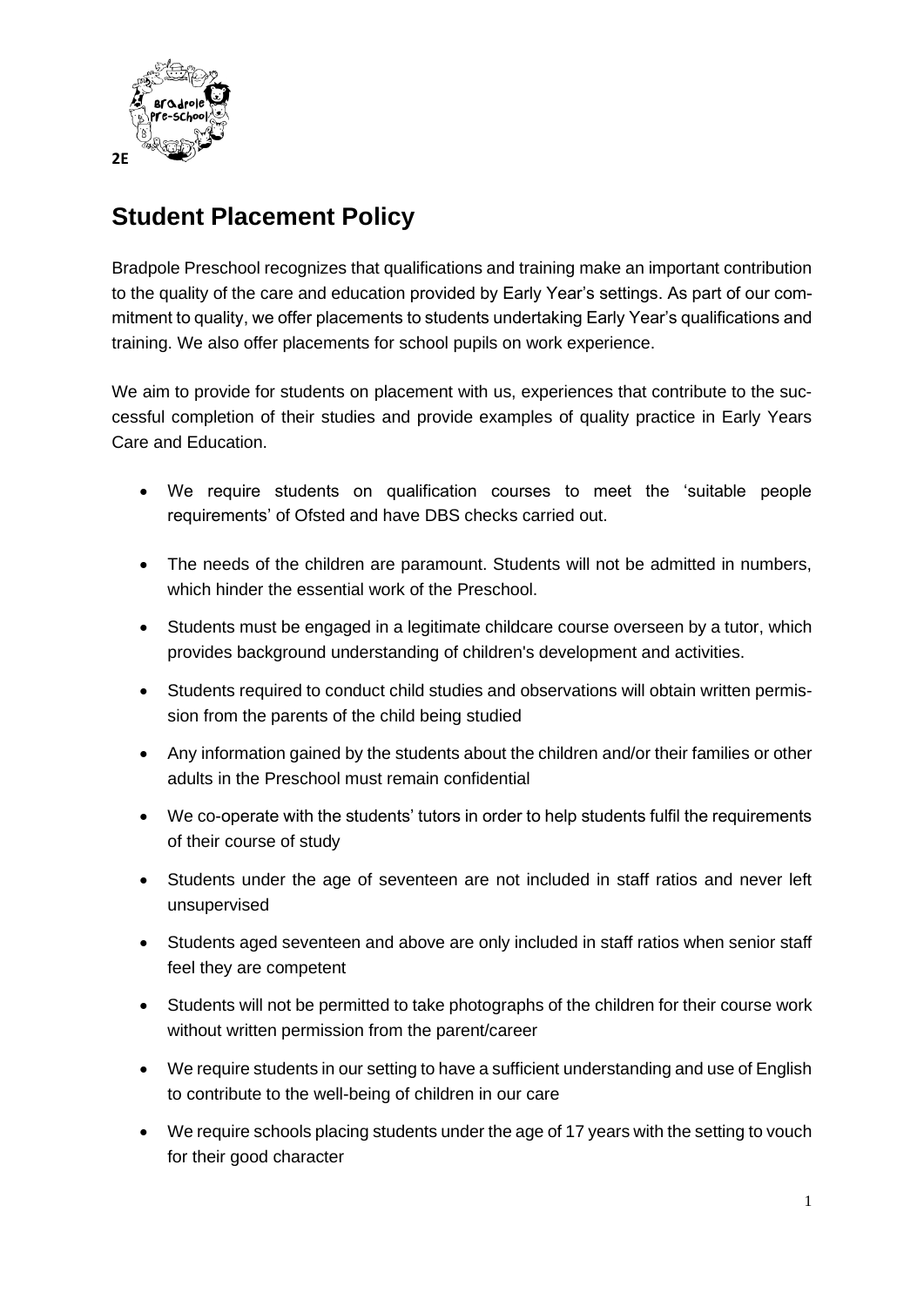2E

# Student Placement Policy

Bradpole Preschool recognizes that qualifications and training make an important contribution to the quality of the care and education provided by Early Year's settings. As part of our commitment to quality, we offer placements to students undertaking Early Year's qualifications and training. We also offer placements for school pupils on work experience.

We aim to provide for students on placement with us, experiences that contribute to the successful completion of their studies and provide examples of quality practice in Early Years Care and Education.

- We require students on qualification courses to meet the 'suitable people requirements' of Ofsted and have DBS checks carried out.
- The needs of the children are paramount. Students will not be admitted in numbers, which hinder the essential work of the Preschool.
- Students must be engaged in a legitimate childcare course overseen by a tutor, which provides background understanding of children's development and activities.
- Students required to conduct child studies and observations will obtain written permission from the parents of the child being studied
- Any information gained by the students about the children and/or their families or other adults in the Preschool must remain confidential
- We co-operate with the students' tutors in order to help students fulfil the requirements of their course of study
- Students under the age of seventeen are not included in staff ratios and never left unsupervised
- Students aged seventeen and above are only included in staff ratios when senior staff feel they are competent
- Students will not be permitted to take photographs of the children for their course work without written permission from the parent/career
- We require students in our setting to have a sufficient understanding and use of English to contribute to the well-being of children in our care
- We require schools placing students under the age of 17 years with the setting to vouch for their good character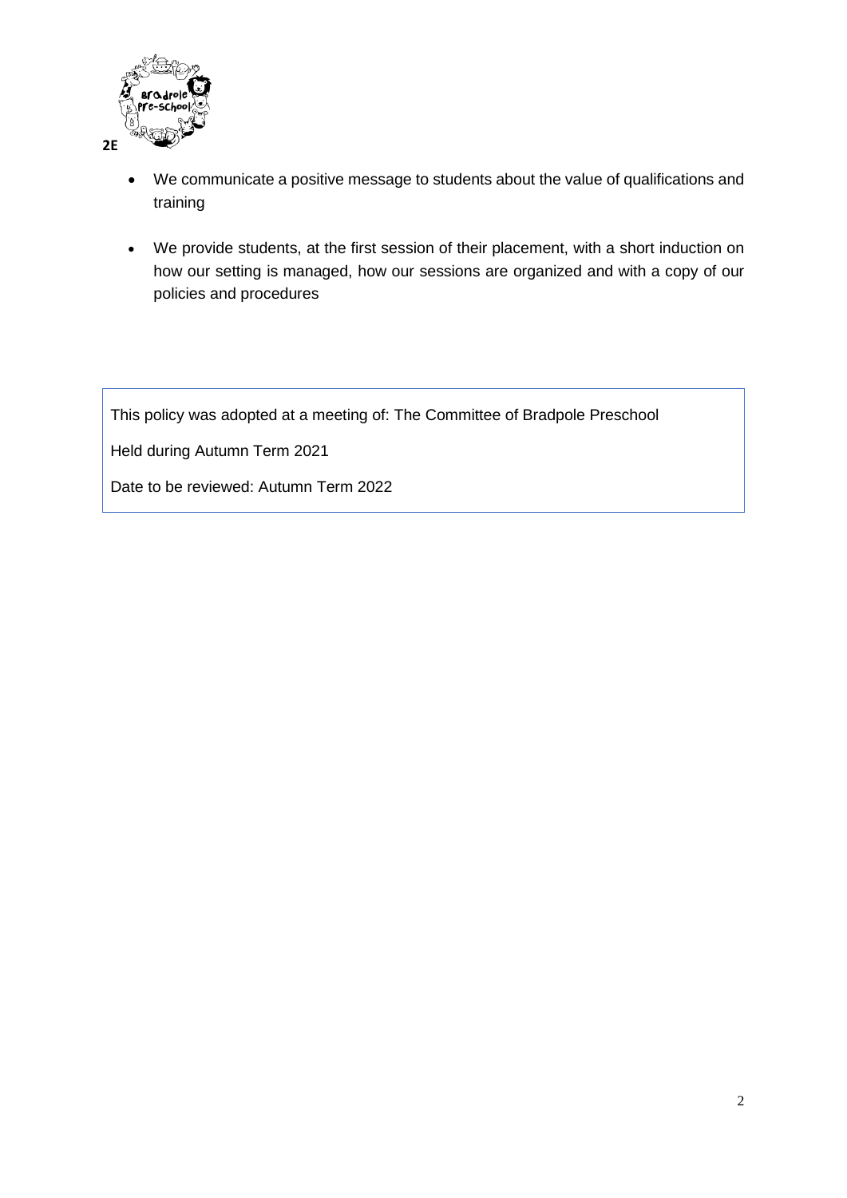- We communicate a positive message to students about the value of qualifications and training

- We provide students, at the first session of their placement, with a short induction on how our setting is managed, how our sessions are organized and with a copy of our policies and procedures

This policy was adopted at a meeting of: The Committee of Bradpole Preschool

Held during Autumn Term 2021

Date to be reviewed: Autumn Term 2022